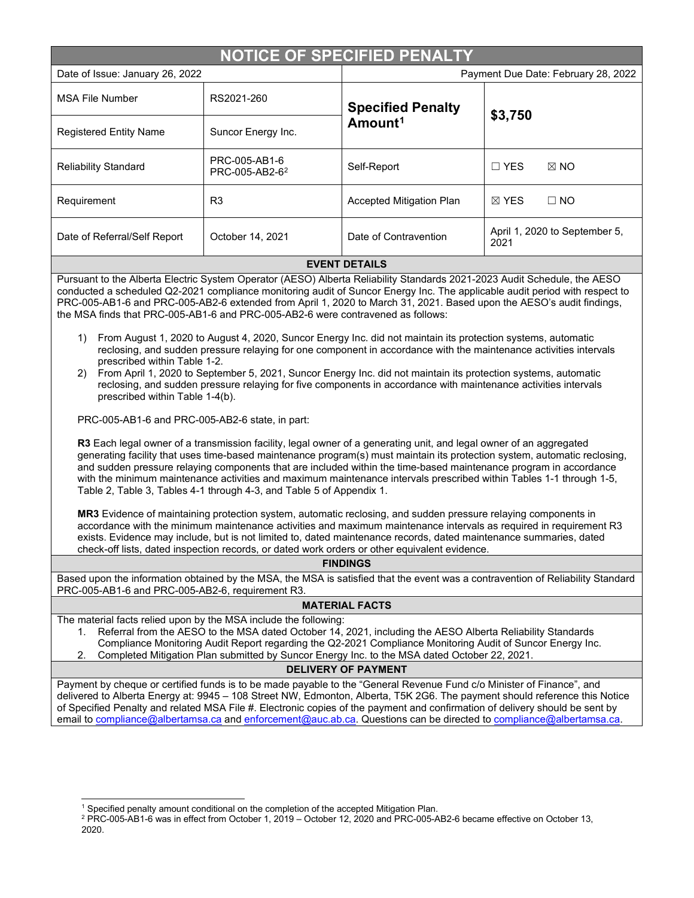# NOTICE OF SPECIFIED PENALTY

| Date of Issue: January 26, 2022 | | Payment Due Date: February 28, 2022 | |
|---|---|---|---|
| MSA File Number | RS2021-260 | **Specified Penalty Amount**[1] | **$3,750** |
| Registered Entity Name | Suncor Energy Inc. | | |
| Reliability Standard | PRC-005-AB1-6<br>PRC-005-AB2-6[2] | Self-Report | ☐ YES ☒ NO |
| Requirement | R3 | Accepted Mitigation Plan | ☒ YES ☐ NO |
| Date of Referral/Self Report | October 14, 2021 | Date of Contravention | April 1, 2020 to September 5, 2021 |

## EVENT DETAILS

Pursuant to the Alberta Electric System Operator (AESO) Alberta Reliability Standards 2021-2023 Audit Schedule, the AESO conducted a scheduled Q2-2021 compliance monitoring audit of Suncor Energy Inc. The applicable audit period with respect to PRC-005-AB1-6 and PRC-005-AB2-6 extended from April 1, 2020 to March 31, 2021. Based upon the AESO's audit findings, the MSA finds that PRC-005-AB1-6 and PRC-005-AB2-6 were contravened as follows:

1) From August 1, 2020 to August 4, 2020, Suncor Energy Inc. did not maintain its protection systems, automatic reclosing, and sudden pressure relaying for one component in accordance with the maintenance activities intervals prescribed within Table 1-2.
2) From April 1, 2020 to September 5, 2021, Suncor Energy Inc. did not maintain its protection systems, automatic reclosing, and sudden pressure relaying for five components in accordance with maintenance activities intervals prescribed within Table 1-4(b).

PRC-005-AB1-6 and PRC-005-AB2-6 state, in part:

**R3** Each legal owner of a transmission facility, legal owner of a generating unit, and legal owner of an aggregated generating facility that uses time-based maintenance program(s) must maintain its protection system, automatic reclosing, and sudden pressure relaying components that are included within the time-based maintenance program in accordance with the minimum maintenance activities and maximum maintenance intervals prescribed within Tables 1-1 through 1-5, Table 2, Table 3, Tables 4-1 through 4-3, and Table 5 of Appendix 1.

**MR3** Evidence of maintaining protection system, automatic reclosing, and sudden pressure relaying components in accordance with the minimum maintenance activities and maximum maintenance intervals as required in requirement R3 exists. Evidence may include, but is not limited to, dated maintenance records, dated maintenance summaries, dated check-off lists, dated inspection records, or dated work orders or other equivalent evidence.

## FINDINGS

Based upon the information obtained by the MSA, the MSA is satisfied that the event was a contravention of Reliability Standard PRC-005-AB1-6 and PRC-005-AB2-6, requirement R3.

## MATERIAL FACTS

The material facts relied upon by the MSA include the following:

1. Referral from the AESO to the MSA dated October 14, 2021, including the AESO Alberta Reliability Standards Compliance Monitoring Audit Report regarding the Q2-2021 Compliance Monitoring Audit of Suncor Energy Inc.
2. Completed Mitigation Plan submitted by Suncor Energy Inc. to the MSA dated October 22, 2021.

## DELIVERY OF PAYMENT

Payment by cheque or certified funds is to be made payable to the "General Revenue Fund c/o Minister of Finance", and delivered to Alberta Energy at: 9945 – 108 Street NW, Edmonton, Alberta, T5K 2G6. The payment should reference this Notice of Specified Penalty and related MSA File #. Electronic copies of the payment and confirmation of delivery should be sent by email to compliance@albertamsa.ca and enforcement@auc.ab.ca. Questions can be directed to compliance@albertamsa.ca.

---

[1] Specified penalty amount conditional on the completion of the accepted Mitigation Plan.

[2] PRC-005-AB1-6 was in effect from October 1, 2019 – October 12, 2020 and PRC-005-AB2-6 became effective on October 13, 2020.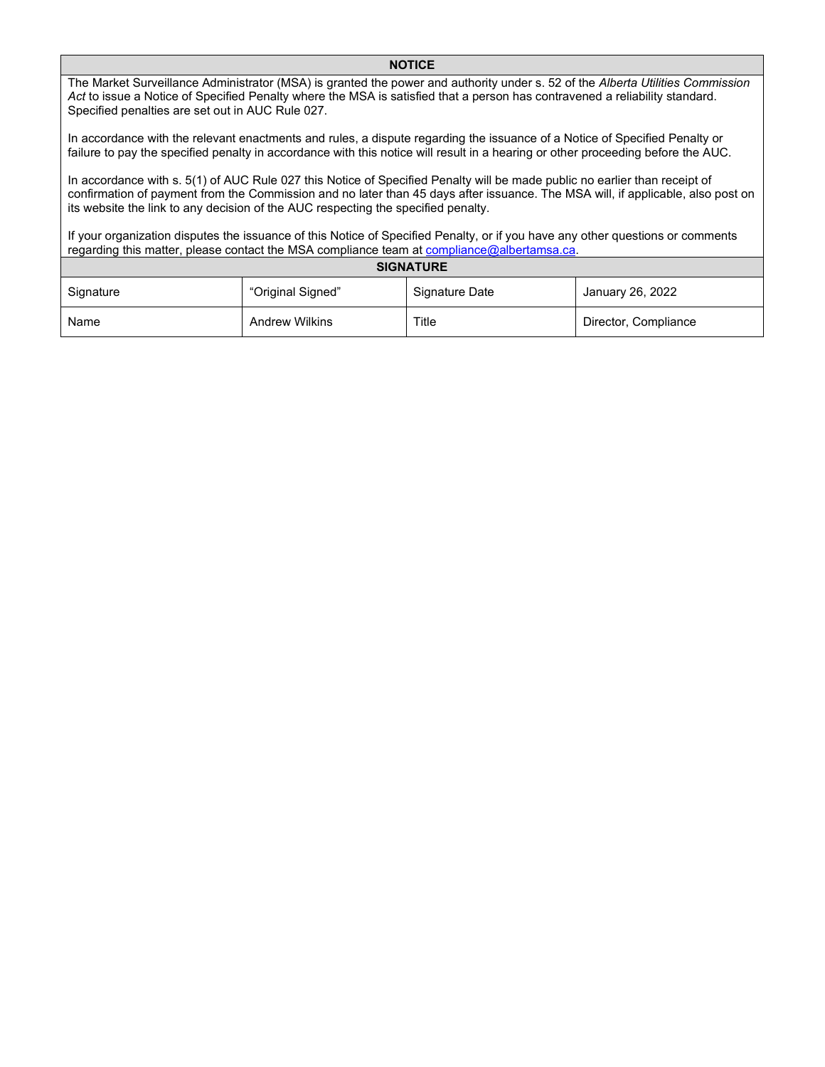## NOTICE

The Market Surveillance Administrator (MSA) is granted the power and authority under s. 52 of the *Alberta Utilities Commission Act* to issue a Notice of Specified Penalty where the MSA is satisfied that a person has contravened a reliability standard. Specified penalties are set out in AUC Rule 027.

In accordance with the relevant enactments and rules, a dispute regarding the issuance of a Notice of Specified Penalty or failure to pay the specified penalty in accordance with this notice will result in a hearing or other proceeding before the AUC.

In accordance with s. 5(1) of AUC Rule 027 this Notice of Specified Penalty will be made public no earlier than receipt of confirmation of payment from the Commission and no later than 45 days after issuance. The MSA will, if applicable, also post on its website the link to any decision of the AUC respecting the specified penalty.

If your organization disputes the issuance of this Notice of Specified Penalty, or if you have any other questions or comments regarding this matter, please contact the MSA compliance team at compliance@albertamsa.ca.

## SIGNATURE

| | | | |
|---|---|---|---|
| Signature | "Original Signed" | Signature Date | January 26, 2022 |
| Name | Andrew Wilkins | Title | Director, Compliance |